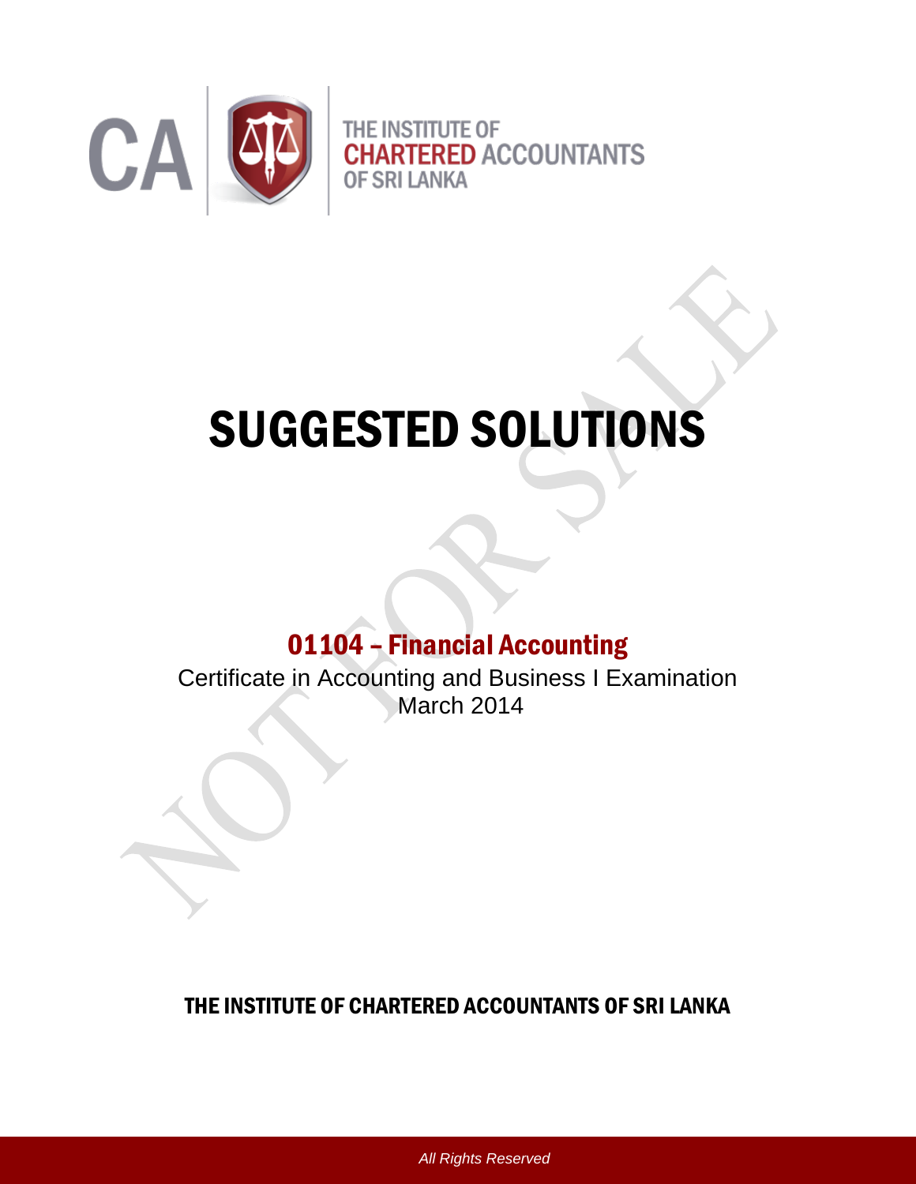THE INSTITUTE OF
CHARTERED ACCOUNTANTS
OF SRI LANKA

# SUGGESTED SOLUTIONS

## 01104 – Financial Accounting

Certificate in Accounting and Business I Examination
March 2014

**THE INSTITUTE OF CHARTERED ACCOUNTANTS OF SRI LANKA**

*All Rights Reserved*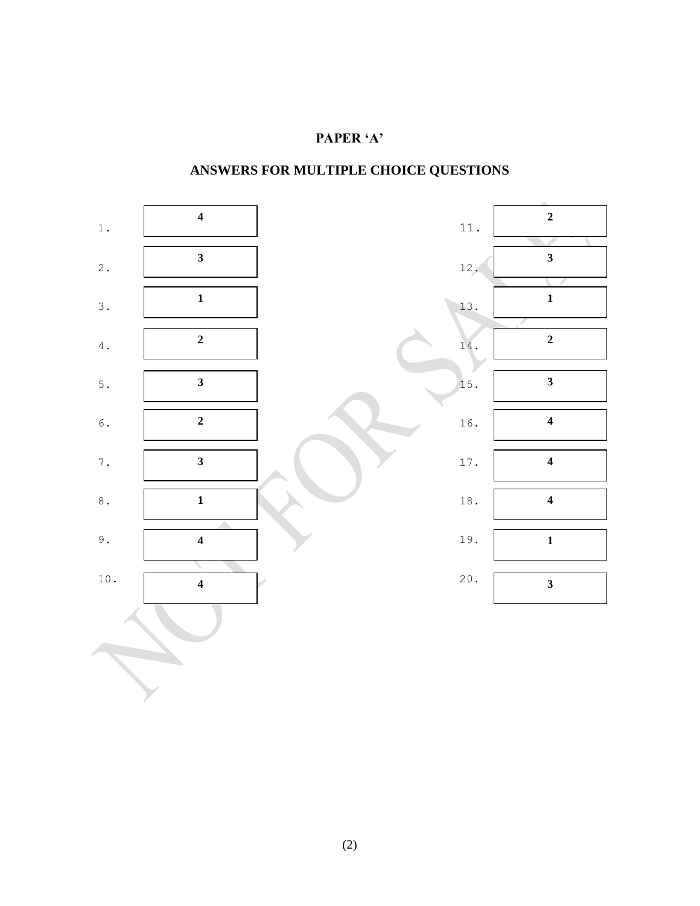# PAPER 'A'

## ANSWERS FOR MULTIPLE CHOICE QUESTIONS

| Question | Answer | Question | Answer |
|---|---|---|---|
| 1. | 4 | 11. | 2 |
| 2. | 3 | 12. | 3 |
| 3. | 1 | 13. | 1 |
| 4. | 2 | 14. | 2 |
| 5. | 3 | 15. | 3 |
| 6. | 2 | 16. | 4 |
| 7. | 3 | 17. | 4 |
| 8. | 1 | 18. | 4 |
| 9. | 4 | 19. | 1 |
| 10. | 4 | 20. | 3 |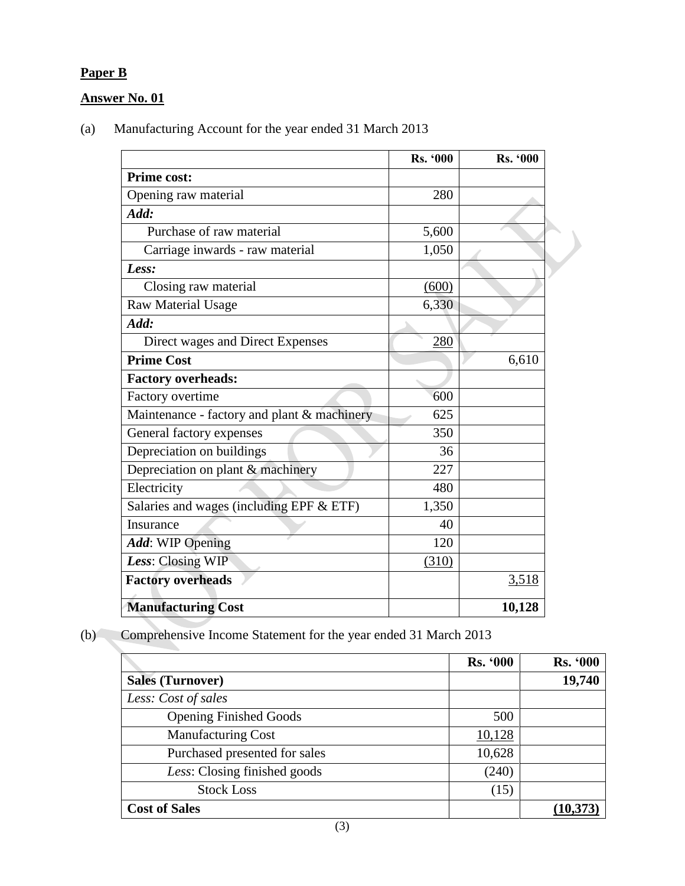**Paper B**

**Answer No. 01**

(a) Manufacturing Account for the year ended 31 March 2013

| | Rs. '000 | Rs. '000 |
|---|---:|---:|
| **Prime cost:** | | |
| Opening raw material | 280 | |
| ***Add:*** | | |
| Purchase of raw material | 5,600 | |
| Carriage inwards - raw material | 1,050 | |
| ***Less:*** | | |
| Closing raw material | (600) | |
| Raw Material Usage | 6,330 | |
| ***Add:*** | | |
| Direct wages and Direct Expenses | 280 | |
| **Prime Cost** | | 6,610 |
| **Factory overheads:** | | |
| Factory overtime | 600 | |
| Maintenance - factory and plant & machinery | 625 | |
| General factory expenses | 350 | |
| Depreciation on buildings | 36 | |
| Depreciation on plant & machinery | 227 | |
| Electricity | 480 | |
| Salaries and wages (including EPF & ETF) | 1,350 | |
| Insurance | 40 | |
| ***Add***: WIP Opening | 120 | |
| ***Less***: Closing WIP | (310) | |
| **Factory overheads** | | 3,518 |
| **Manufacturing Cost** | | **10,128** |

(b) Comprehensive Income Statement for the year ended 31 March 2013

| | Rs. '000 | Rs. '000 |
|---|---:|---:|
| **Sales (Turnover)** | | **19,740** |
| *Less: Cost of sales* | | |
| Opening Finished Goods | 500 | |
| Manufacturing Cost | 10,128 | |
| Purchased presented for sales | 10,628 | |
| *Less*: Closing finished goods | (240) | |
| Stock Loss | (15) | |
| **Cost of Sales** | | **(10,373)** |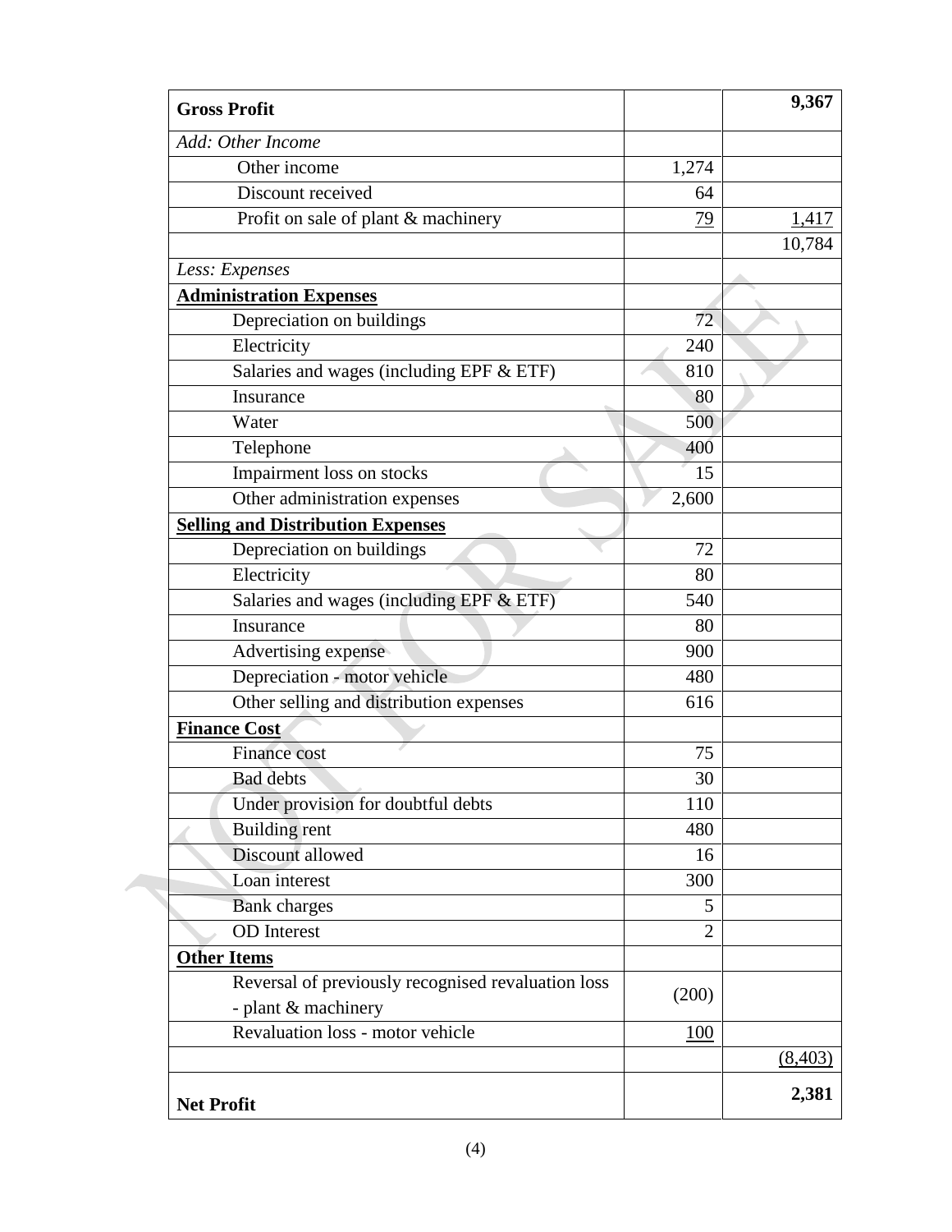| **Gross Profit** | | **9,367** |
|---|---|---|
| *Add: Other Income* | | |
| Other income | 1,274 | |
| Discount received | 64 | |
| Profit on sale of plant & machinery | 79 | 1,417 |
| | | 10,784 |
| *Less: Expenses* | | |
| **Administration Expenses** | | |
| Depreciation on buildings | 72 | |
| Electricity | 240 | |
| Salaries and wages (including EPF & ETF) | 810 | |
| Insurance | 80 | |
| Water | 500 | |
| Telephone | 400 | |
| Impairment loss on stocks | 15 | |
| Other administration expenses | 2,600 | |
| **Selling and Distribution Expenses** | | |
| Depreciation on buildings | 72 | |
| Electricity | 80 | |
| Salaries and wages (including EPF & ETF) | 540 | |
| Insurance | 80 | |
| Advertising expense | 900 | |
| Depreciation - motor vehicle | 480 | |
| Other selling and distribution expenses | 616 | |
| **Finance Cost** | | |
| Finance cost | 75 | |
| Bad debts | 30 | |
| Under provision for doubtful debts | 110 | |
| Building rent | 480 | |
| Discount allowed | 16 | |
| Loan interest | 300 | |
| Bank charges | 5 | |
| OD Interest | 2 | |
| **Other Items** | | |
| Reversal of previously recognised revaluation loss - plant & machinery | (200) | |
| Revaluation loss - motor vehicle | 100 | |
| | | (8,403) |
| **Net Profit** | | **2,381** |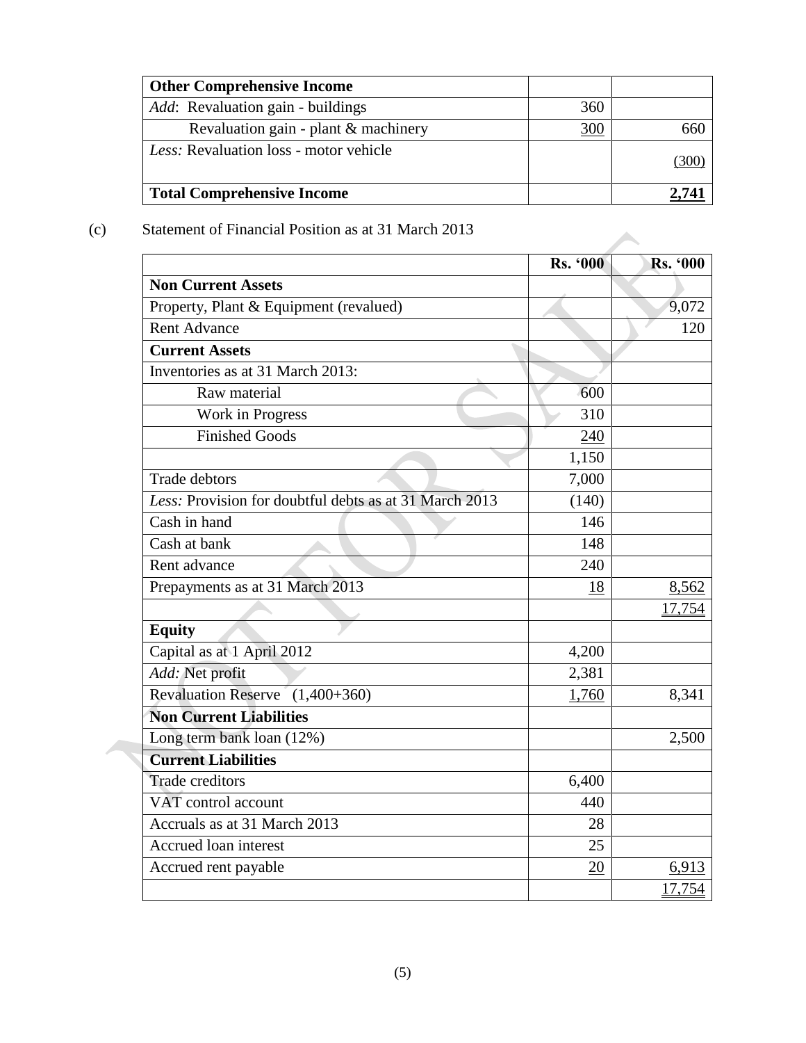| **Other Comprehensive Income** | | |
|---|---|---|
| *Add*: Revaluation gain - buildings | 360 | |
| Revaluation gain - plant & machinery | 300 | 660 |
| *Less:* Revaluation loss - motor vehicle | | (300) |
| **Total Comprehensive Income** | | **2,741** |

(c) Statement of Financial Position as at 31 March 2013

| | **Rs. '000** | **Rs. '000** |
|---|---|---|
| **Non Current Assets** | | |
| Property, Plant & Equipment (revalued) | | 9,072 |
| Rent Advance | | 120 |
| **Current Assets** | | |
| Inventories as at 31 March 2013: | | |
| Raw material | 600 | |
| Work in Progress | 310 | |
| Finished Goods | 240 | |
| | 1,150 | |
| Trade debtors | 7,000 | |
| *Less:* Provision for doubtful debts as at 31 March 2013 | (140) | |
| Cash in hand | 146 | |
| Cash at bank | 148 | |
| Rent advance | 240 | |
| Prepayments as at 31 March 2013 | 18 | 8,562 |
| | | 17,754 |
| **Equity** | | |
| Capital as at 1 April 2012 | 4,200 | |
| *Add:* Net profit | 2,381 | |
| Revaluation Reserve (1,400+360) | 1,760 | 8,341 |
| **Non Current Liabilities** | | |
| Long term bank loan (12%) | | 2,500 |
| **Current Liabilities** | | |
| Trade creditors | 6,400 | |
| VAT control account | 440 | |
| Accruals as at 31 March 2013 | 28 | |
| Accrued loan interest | 25 | |
| Accrued rent payable | 20 | 6,913 |
| | | 17,754 |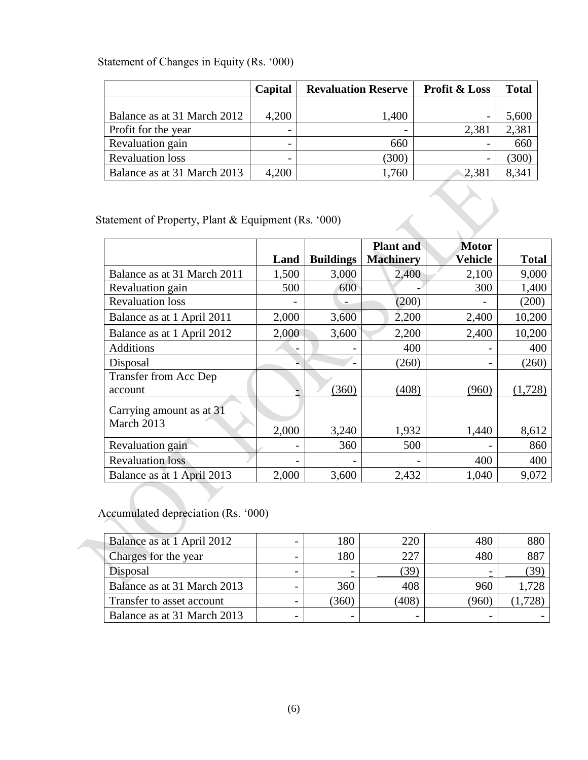Statement of Changes in Equity (Rs. '000)

| | Capital | Revaluation Reserve | Profit & Loss | Total |
|---|---|---|---|---|
| Balance as at 31 March 2012 | 4,200 | 1,400 | - | 5,600 |
| Profit for the year | - | - | 2,381 | 2,381 |
| Revaluation gain | - | 660 | - | 660 |
| Revaluation loss | - | (300) | - | (300) |
| Balance as at 31 March 2013 | 4,200 | 1,760 | 2,381 | 8,341 |

Statement of Property, Plant & Equipment (Rs. '000)

| | Land | Buildings | Plant and Machinery | Motor Vehicle | Total |
|---|---|---|---|---|---|
| Balance as at 31 March 2011 | 1,500 | 3,000 | 2,400 | 2,100 | 9,000 |
| Revaluation gain | 500 | 600 | - | 300 | 1,400 |
| Revaluation loss | - | - | (200) | - | (200) |
| Balance as at 1 April 2011 | 2,000 | 3,600 | 2,200 | 2,400 | 10,200 |
| Balance as at 1 April 2012 | 2,000 | 3,600 | 2,200 | 2,400 | 10,200 |
| Additions | - | - | 400 | - | 400 |
| Disposal | - | - | (260) | - | (260) |
| Transfer from Acc Dep account | - | (360) | (408) | (960) | (1,728) |
| Carrying amount as at 31 March 2013 | 2,000 | 3,240 | 1,932 | 1,440 | 8,612 |
| Revaluation gain | - | 360 | 500 | - | 860 |
| Revaluation loss | - | - | - | 400 | 400 |
| Balance as at 1 April 2013 | 2,000 | 3,600 | 2,432 | 1,040 | 9,072 |

Accumulated depreciation (Rs. '000)

| | Land | Buildings | Plant and Machinery | Motor Vehicle | Total |
|---|---|---|---|---|---|
| Balance as at 1 April 2012 | - | 180 | 220 | 480 | 880 |
| Charges for the year | - | 180 | 227 | 480 | 887 |
| Disposal | - | - | (39) | - | (39) |
| Balance as at 31 March 2013 | - | 360 | 408 | 960 | 1,728 |
| Transfer to asset account | - | (360) | (408) | (960) | (1,728) |
| Balance as at 31 March 2013 | - | - | - | - | - |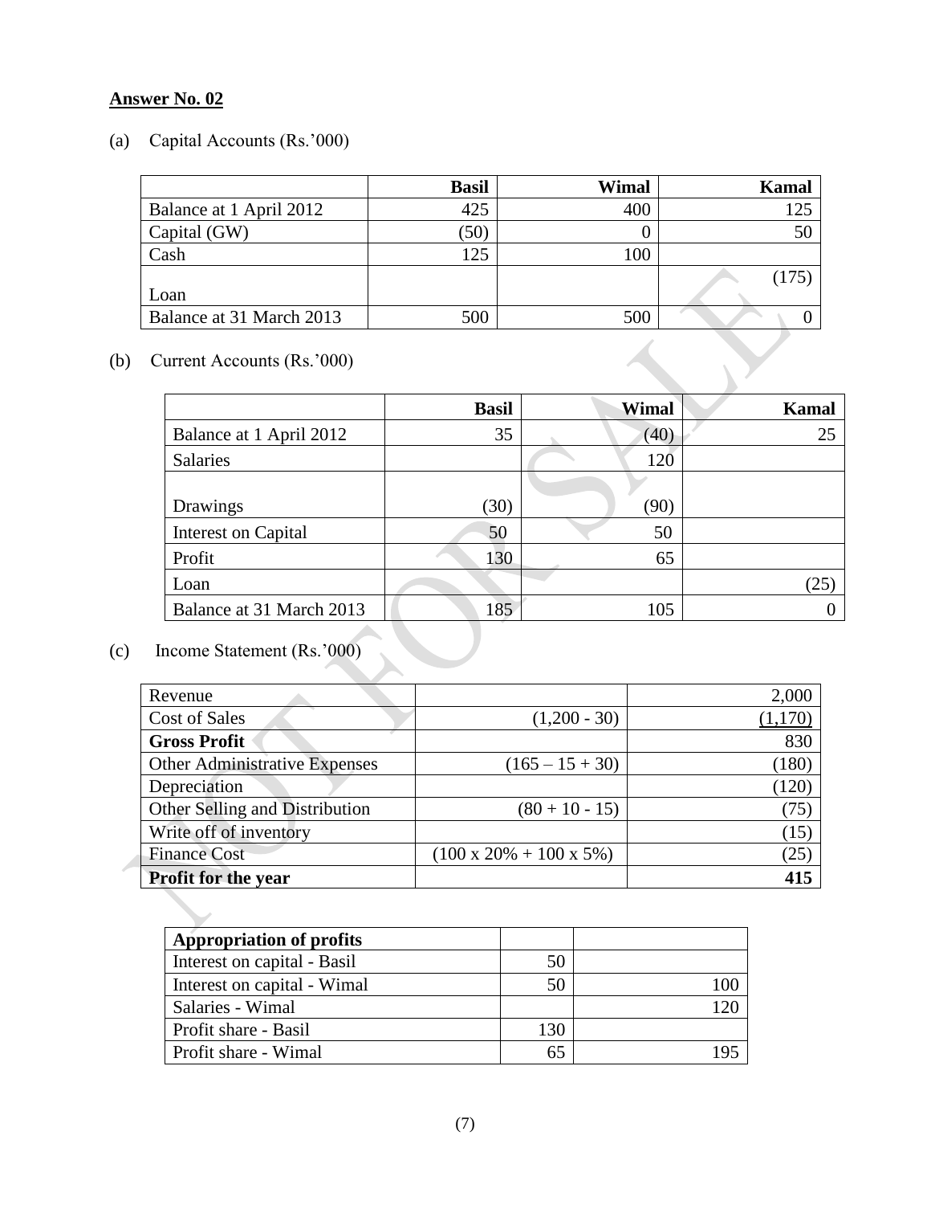**Answer No. 02**

(a) Capital Accounts (Rs.'000)

| | Basil | Wimal | Kamal |
|---|---|---|---|
| Balance at 1 April 2012 | 425 | 400 | 125 |
| Capital (GW) | (50) | 0 | 50 |
| Cash | 125 | 100 | |
| Loan | | | (175) |
| Balance at 31 March 2013 | 500 | 500 | 0 |

(b) Current Accounts (Rs.'000)

| | Basil | Wimal | Kamal |
|---|---|---|---|
| Balance at 1 April 2012 | 35 | (40) | 25 |
| Salaries | | 120 | |
| Drawings | (30) | (90) | |
| Interest on Capital | 50 | 50 | |
| Profit | 130 | 65 | |
| Loan | | | (25) |
| Balance at 31 March 2013 | 185 | 105 | 0 |

(c) Income Statement (Rs.'000)

| | | |
|---|---|---|
| Revenue | | 2,000 |
| Cost of Sales | (1,200 - 30) | (1,170) |
| **Gross Profit** | | 830 |
| Other Administrative Expenses | (165 – 15 + 30) | (180) |
| Depreciation | | (120) |
| Other Selling and Distribution | (80 + 10 - 15) | (75) |
| Write off of inventory | | (15) |
| Finance Cost | (100 x 20% + 100 x 5%) | (25) |
| **Profit for the year** | | **415** |

| **Appropriation of profits** | | |
|---|---|---|
| Interest on capital - Basil | 50 | |
| Interest on capital - Wimal | 50 | 100 |
| Salaries - Wimal | | 120 |
| Profit share - Basil | 130 | |
| Profit share - Wimal | 65 | 195 |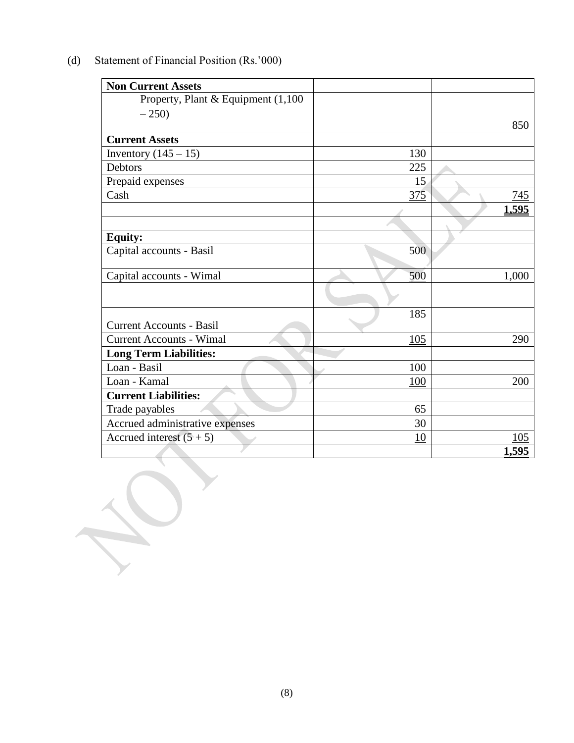(d) Statement of Financial Position (Rs.'000)

| **Non Current Assets** | | |
|---|---|---|
| Property, Plant & Equipment (1,100 – 250) | | 850 |
| **Current Assets** | | |
| Inventory (145 – 15) | 130 | |
| Debtors | 225 | |
| Prepaid expenses | 15 | |
| Cash | 375 | 745 |
| | | **1,595** |
| | | |
| **Equity:** | | |
| Capital accounts - Basil | 500 | |
| Capital accounts - Wimal | 500 | 1,000 |
| | | |
| Current Accounts - Basil | 185 | |
| Current Accounts - Wimal | 105 | 290 |
| **Long Term Liabilities:** | | |
| Loan - Basil | 100 | |
| Loan - Kamal | 100 | 200 |
| **Current Liabilities:** | | |
| Trade payables | 65 | |
| Accrued administrative expenses | 30 | |
| Accrued interest (5 + 5) | 10 | 105 |
| | | **1,595** |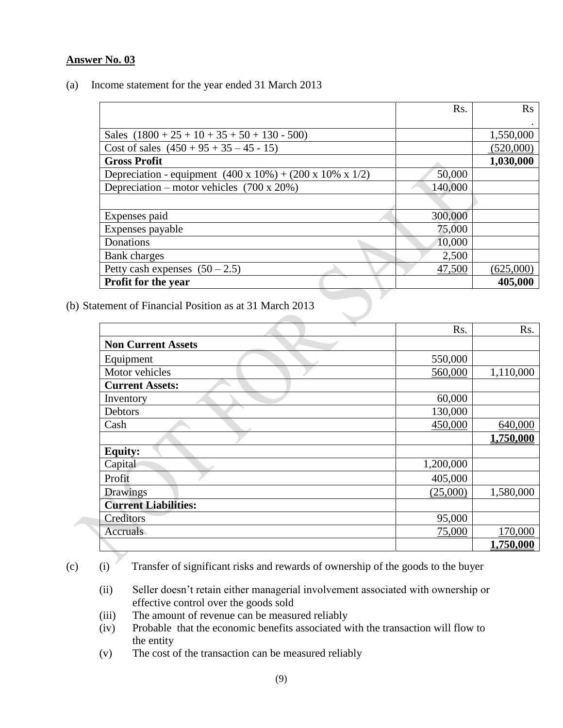**Answer No. 03**

(a) Income statement for the year ended 31 March 2013

| | Rs. | Rs. |
|---|---|---|
| Sales (1800 + 25 + 10 + 35 + 50 + 130 - 500) | | 1,550,000 |
| Cost of sales (450 + 95 + 35 – 45 - 15) | | (520,000) |
| **Gross Profit** | | **1,030,000** |
| Depreciation - equipment (400 x 10%) + (200 x 10% x 1/2) | 50,000 | |
| Depreciation – motor vehicles (700 x 20%) | 140,000 | |
| | | |
| Expenses paid | 300,000 | |
| Expenses payable | 75,000 | |
| Donations | 10,000 | |
| Bank charges | 2,500 | |
| Petty cash expenses (50 – 2.5) | 47,500 | (625,000) |
| **Profit for the year** | | **405,000** |

(b) Statement of Financial Position as at 31 March 2013

| | Rs. | Rs. |
|---|---|---|
| **Non Current Assets** | | |
| Equipment | 550,000 | |
| Motor vehicles | 560,000 | 1,110,000 |
| **Current Assets:** | | |
| Inventory | 60,000 | |
| Debtors | 130,000 | |
| Cash | 450,000 | 640,000 |
| | | **1,750,000** |
| **Equity:** | | |
| Capital | 1,200,000 | |
| Profit | 405,000 | |
| Drawings | (25,000) | 1,580,000 |
| **Current Liabilities:** | | |
| Creditors | 95,000 | |
| Accruals | 75,000 | 170,000 |
| | | **1,750,000** |

(c)
- (i) Transfer of significant risks and rewards of ownership of the goods to the buyer
- (ii) Seller doesn't retain either managerial involvement associated with ownership or effective control over the goods sold
- (iii) The amount of revenue can be measured reliably
- (iv) Probable that the economic benefits associated with the transaction will flow to the entity
- (v) The cost of the transaction can be measured reliably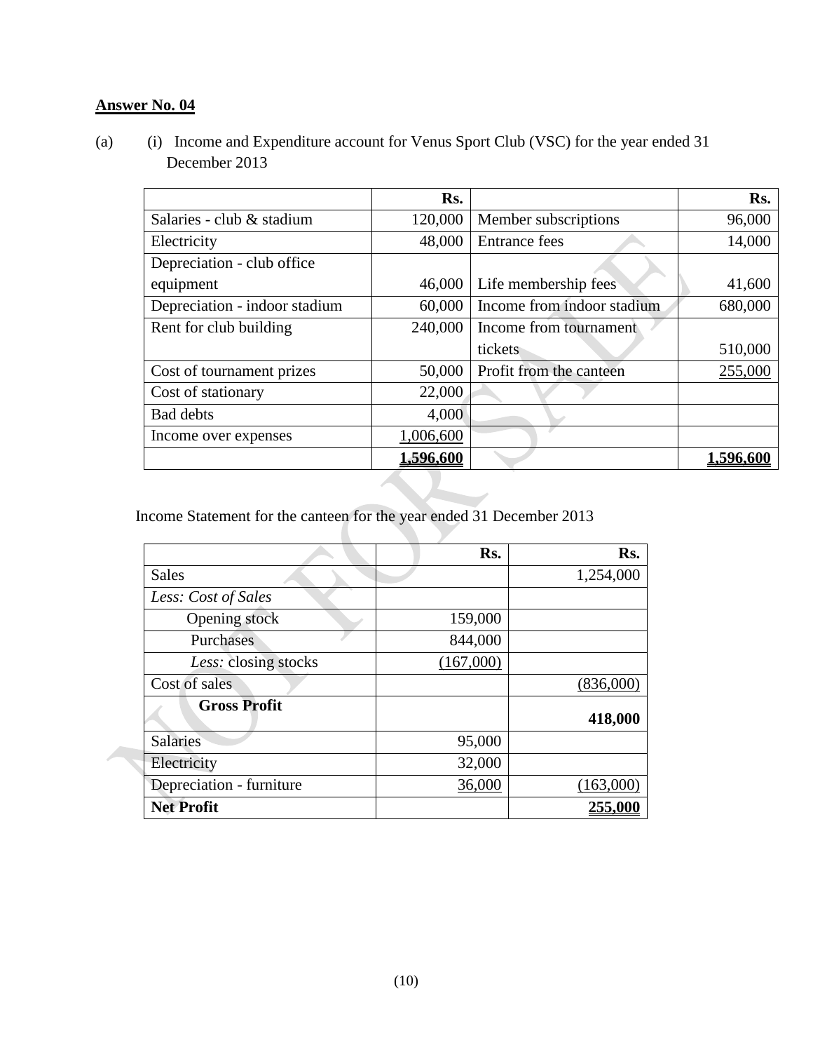**<u>Answer No. 04</u>**

(a) (i) Income and Expenditure account for Venus Sport Club (VSC) for the year ended 31 December 2013

| | Rs. | | Rs. |
|---|---:|---|---:|
| Salaries - club & stadium | 120,000 | Member subscriptions | 96,000 |
| Electricity | 48,000 | Entrance fees | 14,000 |
| Depreciation - club office equipment | 46,000 | Life membership fees | 41,600 |
| Depreciation - indoor stadium | 60,000 | Income from indoor stadium | 680,000 |
| Rent for club building | 240,000 | Income from tournament tickets | 510,000 |
| Cost of tournament prizes | 50,000 | Profit from the canteen | 255,000 |
| Cost of stationary | 22,000 | | |
| Bad debts | 4,000 | | |
| Income over expenses | 1,006,600 | | |
| | **1,596,600** | | **1,596,600** |

Income Statement for the canteen for the year ended 31 December 2013

| | Rs. | Rs. |
|---|---:|---:|
| Sales | | 1,254,000 |
| *Less: Cost of Sales* | | |
| Opening stock | 159,000 | |
| Purchases | 844,000 | |
| *Less:* closing stocks | (167,000) | |
| Cost of sales | | (836,000) |
| **Gross Profit** | | **418,000** |
| Salaries | 95,000 | |
| Electricity | 32,000 | |
| Depreciation - furniture | 36,000 | (163,000) |
| **Net Profit** | | **255,000** |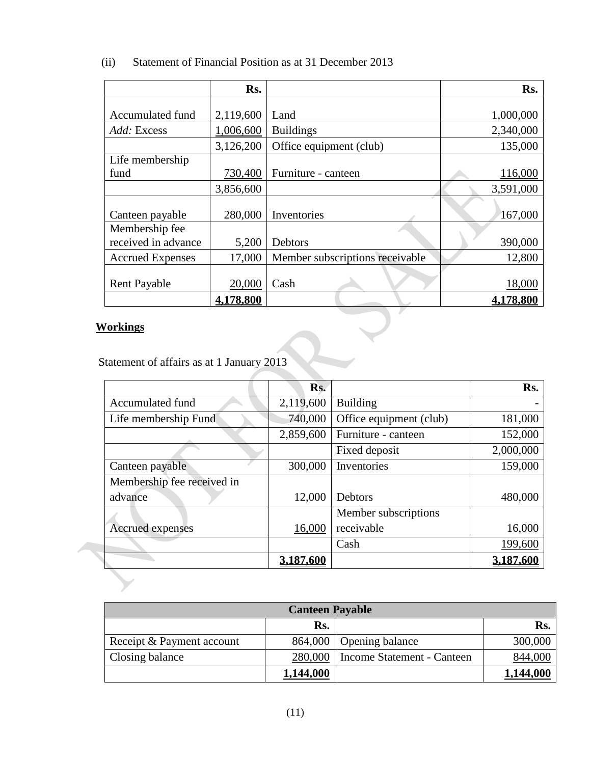(ii) Statement of Financial Position as at 31 December 2013

| | Rs. | | Rs. |
|---|---|---|---|
| Accumulated fund | 2,119,600 | Land | 1,000,000 |
| *Add:* Excess | 1,006,600 | Buildings | 2,340,000 |
| | 3,126,200 | Office equipment (club) | 135,000 |
| Life membership fund | 730,400 | Furniture - canteen | 116,000 |
| | 3,856,600 | | 3,591,000 |
| Canteen payable | 280,000 | Inventories | 167,000 |
| Membership fee received in advance | 5,200 | Debtors | 390,000 |
| Accrued Expenses | 17,000 | Member subscriptions receivable | 12,800 |
| Rent Payable | 20,000 | Cash | 18,000 |
| | **4,178,800** | | **4,178,800** |

**Workings**

Statement of affairs as at 1 January 2013

| | Rs. | | Rs. |
|---|---|---|---|
| Accumulated fund | 2,119,600 | Building | - |
| Life membership Fund | 740,000 | Office equipment (club) | 181,000 |
| | 2,859,600 | Furniture - canteen | 152,000 |
| | | Fixed deposit | 2,000,000 |
| Canteen payable | 300,000 | Inventories | 159,000 |
| Membership fee received in advance | 12,000 | Debtors | 480,000 |
| Accrued expenses | 16,000 | Member subscriptions receivable | 16,000 |
| | | Cash | 199,600 |
| | **3,187,600** | | **3,187,600** |

| Canteen Payable | | | |
|---|---|---|---|
| | Rs. | | Rs. |
| Receipt & Payment account | 864,000 | Opening balance | 300,000 |
| Closing balance | 280,000 | Income Statement - Canteen | 844,000 |
| | **1,144,000** | | **1,144,000** |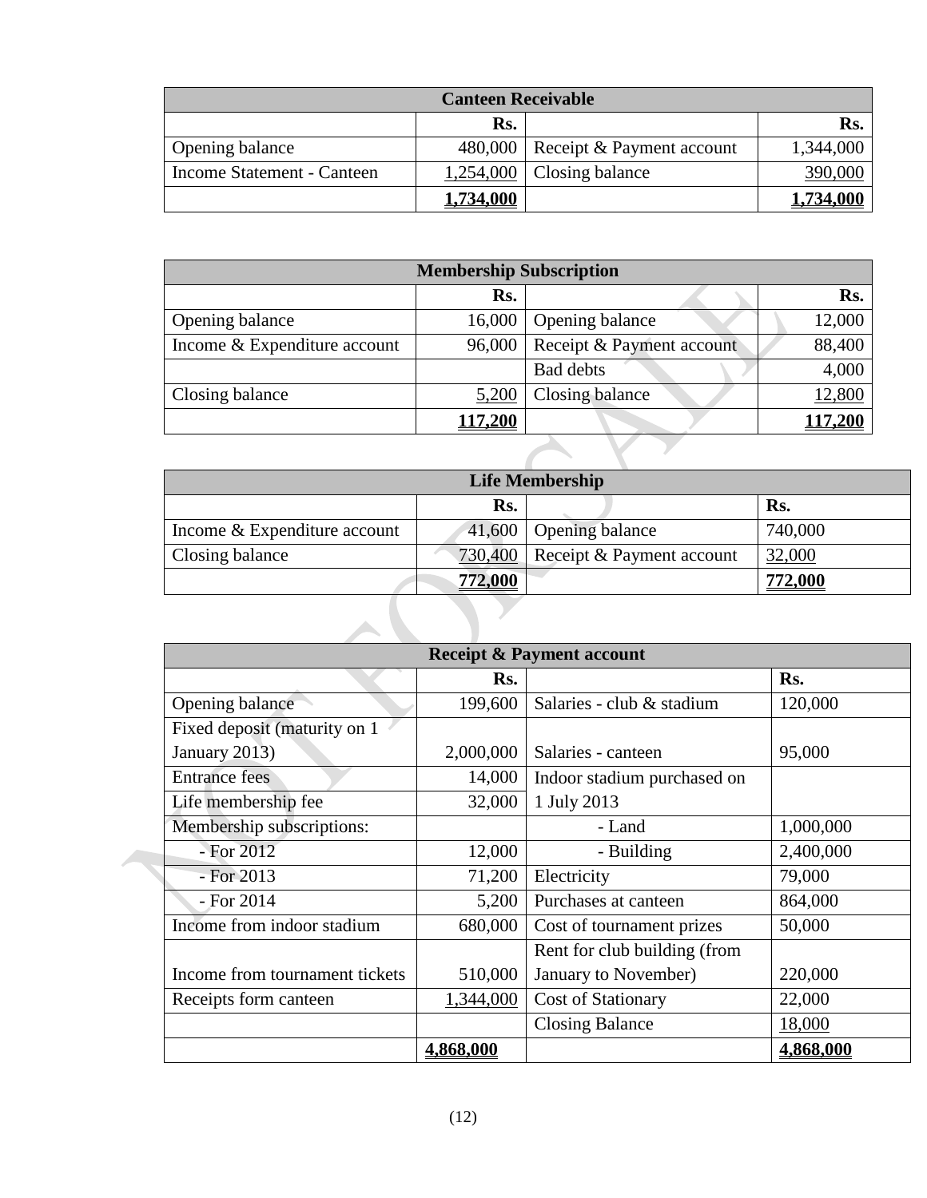| Canteen Receivable | | | |
|---|---|---|---|
| | Rs. | | Rs. |
| Opening balance | 480,000 | Receipt & Payment account | 1,344,000 |
| Income Statement - Canteen | 1,254,000 | Closing balance | 390,000 |
| | **1,734,000** | | **1,734,000** |

| Membership Subscription | | | |
|---|---|---|---|
| | Rs. | | Rs. |
| Opening balance | 16,000 | Opening balance | 12,000 |
| Income & Expenditure account | 96,000 | Receipt & Payment account | 88,400 |
| | | Bad debts | 4,000 |
| Closing balance | 5,200 | Closing balance | 12,800 |
| | **117,200** | | **117,200** |

| Life Membership | | | |
|---|---|---|---|
| | Rs. | | Rs. |
| Income & Expenditure account | 41,600 | Opening balance | 740,000 |
| Closing balance | 730,400 | Receipt & Payment account | 32,000 |
| | **772,000** | | **772,000** |

| Receipt & Payment account | | | |
|---|---|---|---|
| | Rs. | | Rs. |
| Opening balance | 199,600 | Salaries - club & stadium | 120,000 |
| Fixed deposit (maturity on 1 January 2013) | 2,000,000 | Salaries - canteen | 95,000 |
| Entrance fees | 14,000 | Indoor stadium purchased on 1 July 2013 | |
| Life membership fee | 32,000 | - Land | 1,000,000 |
| Membership subscriptions: | | - Building | 2,400,000 |
| - For 2012 | 12,000 | Electricity | 79,000 |
| - For 2013 | 71,200 | Purchases at canteen | 864,000 |
| - For 2014 | 5,200 | Cost of tournament prizes | 50,000 |
| Income from indoor stadium | 680,000 | Rent for club building (from January to November) | 220,000 |
| Income from tournament tickets | 510,000 | Cost of Stationary | 22,000 |
| Receipts form canteen | 1,344,000 | Closing Balance | 18,000 |
| | **4,868,000** | | **4,868,000** |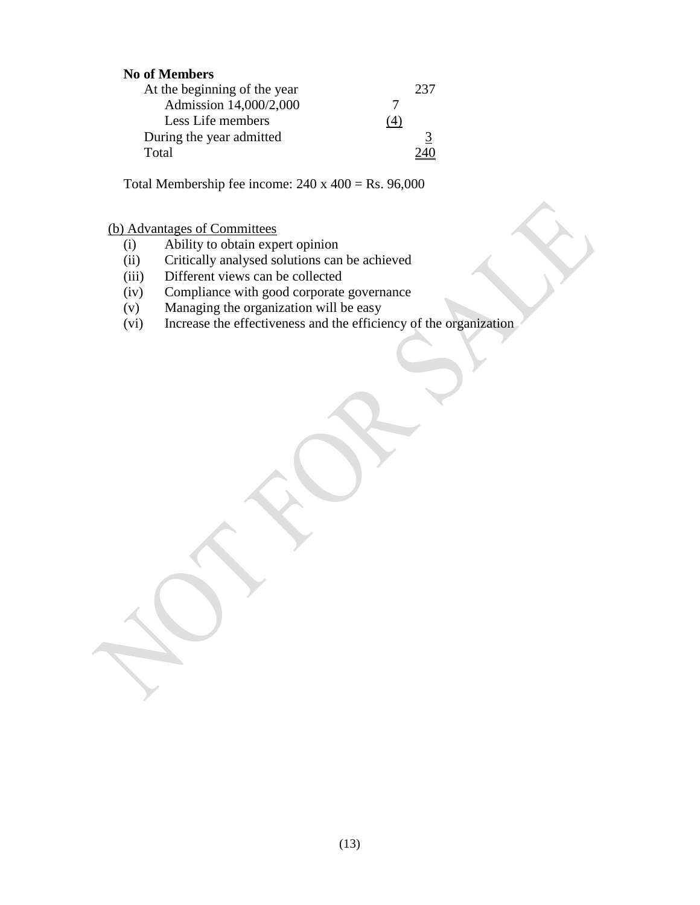**No of Members**

| | | |
|---|---|---|
| At the beginning of the year | | 237 |
| Admission 14,000/2,000 | 7 | |
| Less Life members | (4) | |
| During the year admitted | | 3 |
| Total | | 240 |

Total Membership fee income: 240 x 400 = Rs. 96,000

(b) Advantages of Committees

(i) Ability to obtain expert opinion
(ii) Critically analysed solutions can be achieved
(iii) Different views can be collected
(iv) Compliance with good corporate governance
(v) Managing the organization will be easy
(vi) Increase the effectiveness and the efficiency of the organization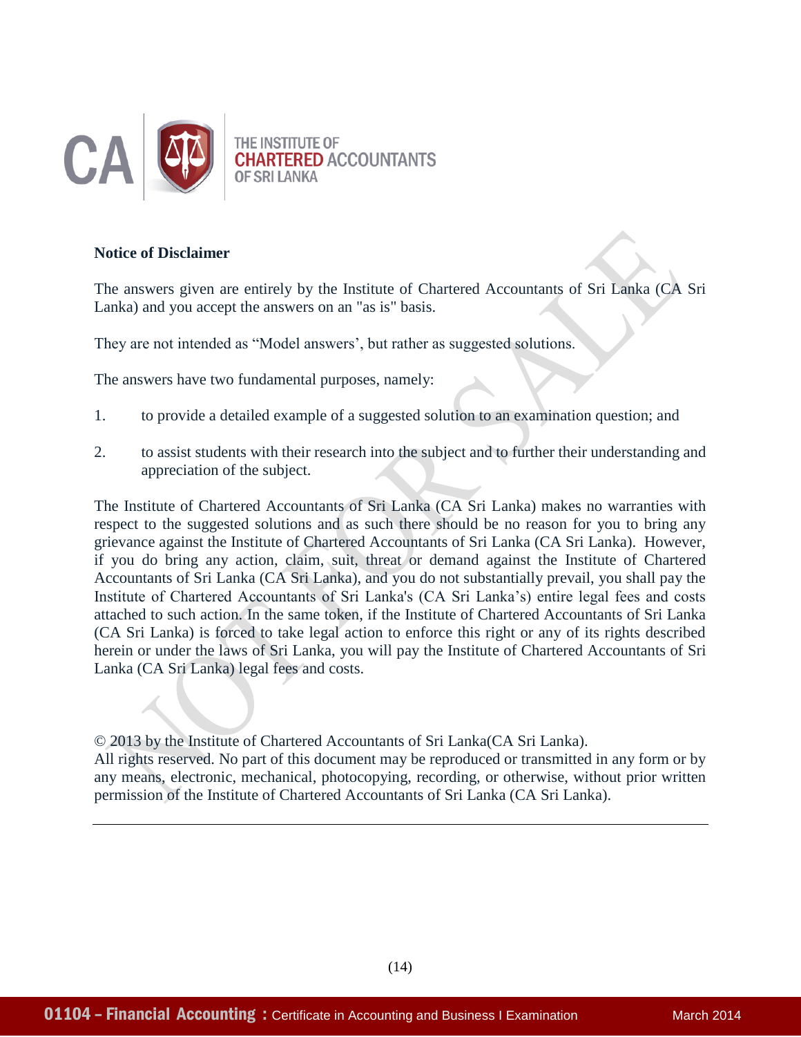THE INSTITUTE OF CHARTERED ACCOUNTANTS OF SRI LANKA

**Notice of Disclaimer**

The answers given are entirely by the Institute of Chartered Accountants of Sri Lanka (CA Sri Lanka) and you accept the answers on an "as is" basis.

They are not intended as "Model answers', but rather as suggested solutions.

The answers have two fundamental purposes, namely:

1. to provide a detailed example of a suggested solution to an examination question; and
2. to assist students with their research into the subject and to further their understanding and appreciation of the subject.

The Institute of Chartered Accountants of Sri Lanka (CA Sri Lanka) makes no warranties with respect to the suggested solutions and as such there should be no reason for you to bring any grievance against the Institute of Chartered Accountants of Sri Lanka (CA Sri Lanka). However, if you do bring any action, claim, suit, threat or demand against the Institute of Chartered Accountants of Sri Lanka (CA Sri Lanka), and you do not substantially prevail, you shall pay the Institute of Chartered Accountants of Sri Lanka's (CA Sri Lanka's) entire legal fees and costs attached to such action. In the same token, if the Institute of Chartered Accountants of Sri Lanka (CA Sri Lanka) is forced to take legal action to enforce this right or any of its rights described herein or under the laws of Sri Lanka, you will pay the Institute of Chartered Accountants of Sri Lanka (CA Sri Lanka) legal fees and costs.

© 2013 by the Institute of Chartered Accountants of Sri Lanka(CA Sri Lanka).
All rights reserved. No part of this document may be reproduced or transmitted in any form or by any means, electronic, mechanical, photocopying, recording, or otherwise, without prior written permission of the Institute of Chartered Accountants of Sri Lanka (CA Sri Lanka).